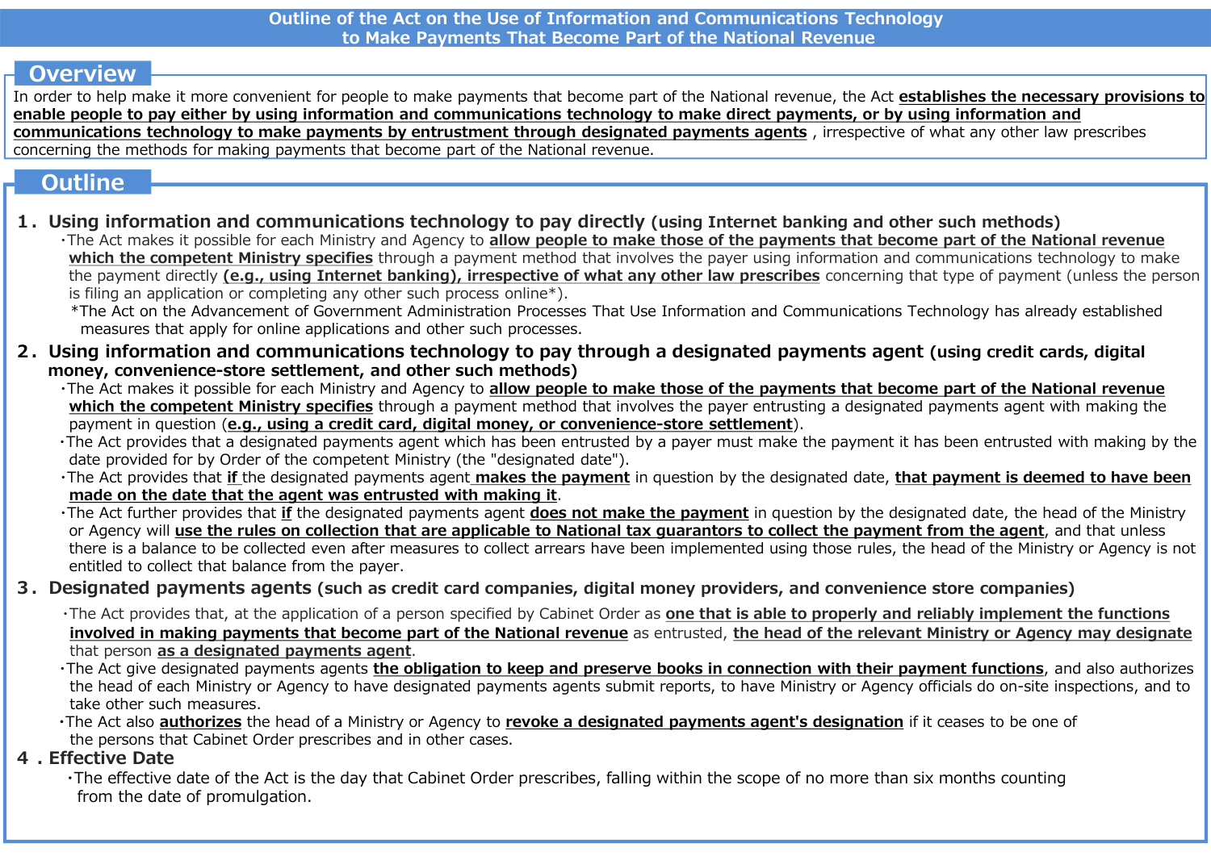# Outline of the Act on the Use of Information and Communications Technology to Make Payments That Become Part of the National Revenue

## Overview

In order to help make it more convenient for people to make payments that become part of the National revenue, the Act **establishes the necessary provisions to enable people to pay either by using information and communications technology to make direct payments, or by using information and communications technology to make payments by entrustment through designated payments agents** , irrespective of what any other law prescribes concerning the methods for making payments that become part of the National revenue.

## Outline

### 1. Using information and communications technology to pay directly (using Internet banking and other such methods)

- The Act makes it possible for each Ministry and Agency to **allow people to make those of the payments that become part of the National revenue which the competent Ministry specifies** through a payment method that involves the payer using information and communications technology to make the payment directly **(e.g., using Internet banking), irrespective of what any other law prescribes** concerning that type of payment (unless the person is filing an application or completing any other such process online*).

  *The Act on the Advancement of Government Administration Processes That Use Information and Communications Technology has already established measures that apply for online applications and other such processes.

### 2. Using information and communications technology to pay through a designated payments agent (using credit cards, digital money, convenience-store settlement, and other such methods)

- The Act makes it possible for each Ministry and Agency to **allow people to make those of the payments that become part of the National revenue which the competent Ministry specifies** through a payment method that involves the payer entrusting a designated payments agent with making the payment in question (**e.g., using a credit card, digital money, or convenience-store settlement**).
- The Act provides that a designated payments agent which has been entrusted by a payer must make the payment it has been entrusted with making by the date provided for by Order of the competent Ministry (the "designated date").
- The Act provides that **if** the designated payments agent **makes the payment** in question by the designated date, **that payment is deemed to have been made on the date that the agent was entrusted with making it**.
- The Act further provides that **if** the designated payments agent **does not make the payment** in question by the designated date, the head of the Ministry or Agency will **use the rules on collection that are applicable to National tax guarantors to collect the payment from the agent**, and that unless there is a balance to be collected even after measures to collect arrears have been implemented using those rules, the head of the Ministry or Agency is not entitled to collect that balance from the payer.

### 3. Designated payments agents (such as credit card companies, digital money providers, and convenience store companies)

- The Act provides that, at the application of a person specified by Cabinet Order as **one that is able to properly and reliably implement the functions involved in making payments that become part of the National revenue** as entrusted, **the head of the relevant Ministry or Agency may designate** that person **as a designated payments agent**.
- The Act give designated payments agents **the obligation to keep and preserve books in connection with their payment functions**, and also authorizes the head of each Ministry or Agency to have designated payments agents submit reports, to have Ministry or Agency officials do on-site inspections, and to take other such measures.
- The Act also **authorizes** the head of a Ministry or Agency to **revoke a designated payments agent's designation** if it ceases to be one of the persons that Cabinet Order prescribes and in other cases.

### 4. Effective Date

- The effective date of the Act is the day that Cabinet Order prescribes, falling within the scope of no more than six months counting from the date of promulgation.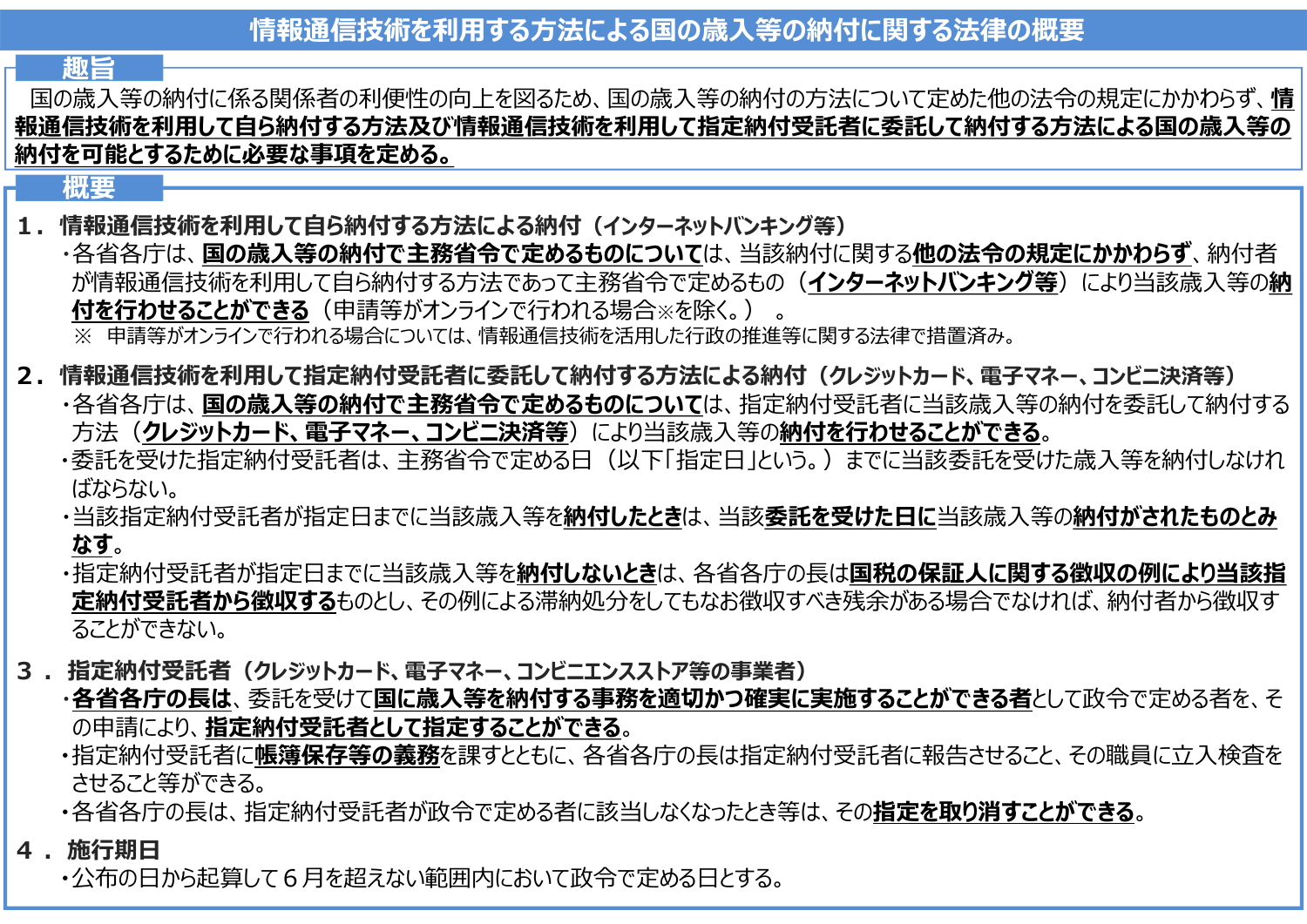# 情報通信技術を利用する方法による国の歳入等の納付に関する法律の概要

## 趣旨

国の歳入等の納付に係る関係者の利便性の向上を図るため、国の歳入等の納付の方法について定めた他の法令の規定にかかわらず、**情報通信技術を利用して自ら納付する方法及び情報通信技術を利用して指定納付受託者に委託して納付する方法による国の歳入等の納付を可能とするために必要な事項を定める。**

## 概要

### １．情報通信技術を利用して自ら納付する方法による納付（インターネットバンキング等）

- 各省各庁は、**国の歳入等の納付で主務省令で定めるものについて**は、当該納付に関する**他の法令の規定にかかわらず**、納付者が情報通信技術を利用して自ら納付する方法であって主務省令で定めるもの（**インターネットバンキング等**）により当該歳入等の**納付を行わせることができる**（申請等がオンラインで行われる場合※を除く。）。

※ 申請等がオンラインで行われる場合については、情報通信技術を活用した行政の推進等に関する法律で措置済み。

### ２．情報通信技術を利用して指定納付受託者に委託して納付する方法による納付（クレジットカード、電子マネー、コンビニ決済等）

- 各省各庁は、**国の歳入等の納付で主務省令で定めるものについて**は、指定納付受託者に当該歳入等の納付を委託して納付する方法（**クレジットカード、電子マネー、コンビニ決済等**）により当該歳入等の**納付を行わせることができる**。
- 委託を受けた指定納付受託者は、主務省令で定める日（以下「指定日」という。）までに当該委託を受けた歳入等を納付しなければならない。
- 当該指定納付受託者が指定日までに当該歳入等を**納付したとき**は、当該**委託を受けた日に**当該歳入等の**納付がされたものとみなす**。
- 指定納付受託者が指定日までに当該歳入等を**納付しないとき**は、各省各庁の長は**国税の保証人に関する徴収の例により当該指定納付受託者から徴収する**ものとし、その例による滞納処分をしてもなお徴収すべき残余がある場合でなければ、納付者から徴収することができない。

### ３．指定納付受託者（クレジットカード、電子マネー、コンビニエンスストア等の事業者）

- **各省各庁の長は**、委託を受けて**国に歳入等を納付する事務を適切かつ確実に実施することができる者**として政令で定める者を、その申請により、**指定納付受託者として指定することができる**。
- 指定納付受託者に**帳簿保存等の義務**を課すとともに、各省各庁の長は指定納付受託者に報告させること、その職員に立入検査をさせること等ができる。
- 各省各庁の長は、指定納付受託者が政令で定める者に該当しなくなったとき等は、その**指定を取り消すことができる**。

### ４．施行期日

- 公布の日から起算して６月を超えない範囲内において政令で定める日とする。